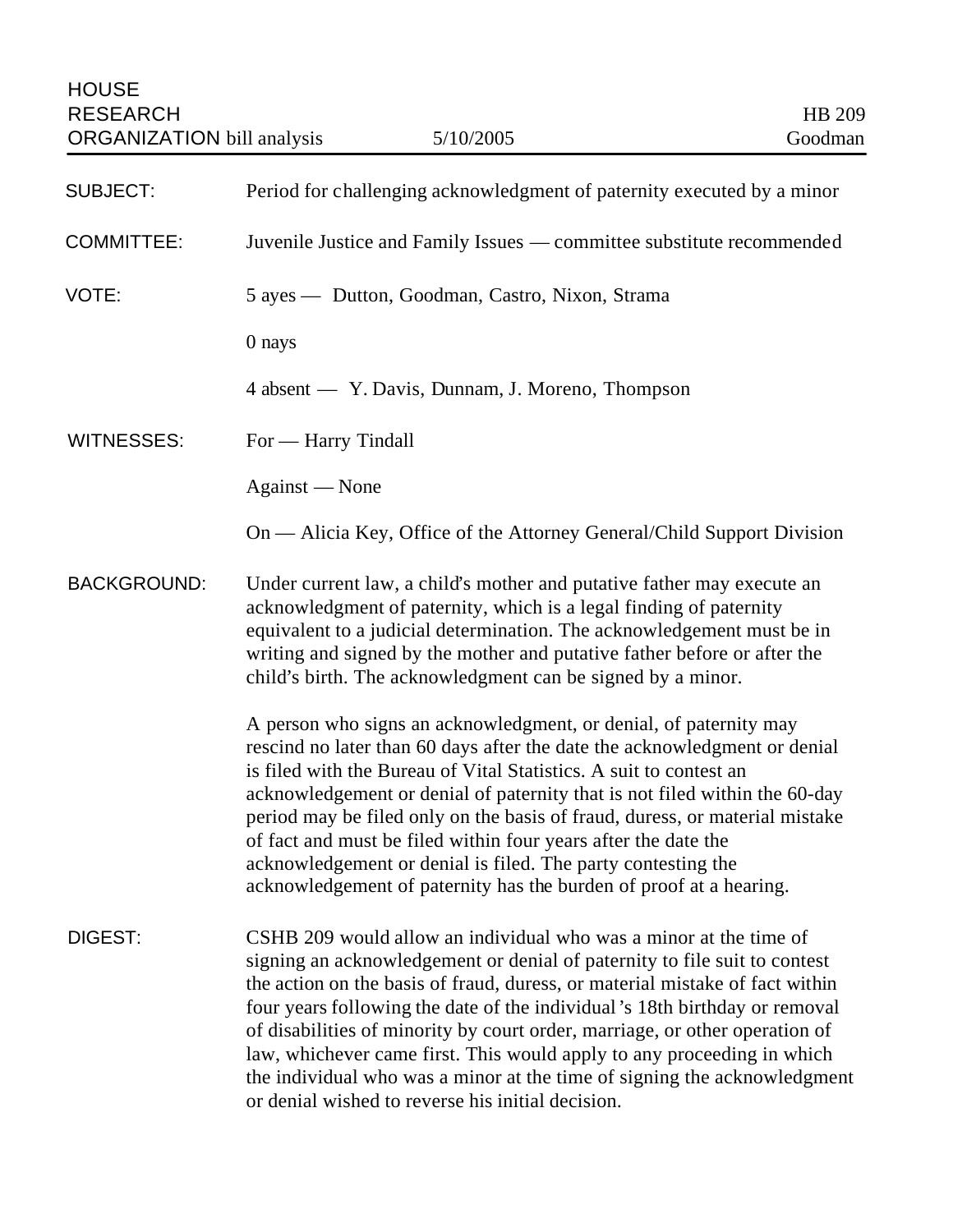HOUSE
RESEARCH
ORGANIZATION bill analysis

5/10/2005

HB 209
Goodman

| | |
|---|---|
| SUBJECT: | Period for challenging acknowledgment of paternity executed by a minor |
| COMMITTEE: | Juvenile Justice and Family Issues — committee substitute recommended |
| VOTE: | 5 ayes — Dutton, Goodman, Castro, Nixon, Strama<br><br>0 nays<br><br>4 absent — Y. Davis, Dunnam, J. Moreno, Thompson |
| WITNESSES: | For — Harry Tindall<br><br>Against — None<br><br>On — Alicia Key, Office of the Attorney General/Child Support Division |

**BACKGROUND:**

Under current law, a child's mother and putative father may execute an acknowledgment of paternity, which is a legal finding of paternity equivalent to a judicial determination. The acknowledgement must be in writing and signed by the mother and putative father before or after the child's birth. The acknowledgment can be signed by a minor.

A person who signs an acknowledgment, or denial, of paternity may rescind no later than 60 days after the date the acknowledgment or denial is filed with the Bureau of Vital Statistics. A suit to contest an acknowledgement or denial of paternity that is not filed within the 60-day period may be filed only on the basis of fraud, duress, or material mistake of fact and must be filed within four years after the date the acknowledgement or denial is filed. The party contesting the acknowledgement of paternity has the burden of proof at a hearing.

**DIGEST:**

CSHB 209 would allow an individual who was a minor at the time of signing an acknowledgement or denial of paternity to file suit to contest the action on the basis of fraud, duress, or material mistake of fact within four years following the date of the individual's 18th birthday or removal of disabilities of minority by court order, marriage, or other operation of law, whichever came first. This would apply to any proceeding in which the individual who was a minor at the time of signing the acknowledgment or denial wished to reverse his initial decision.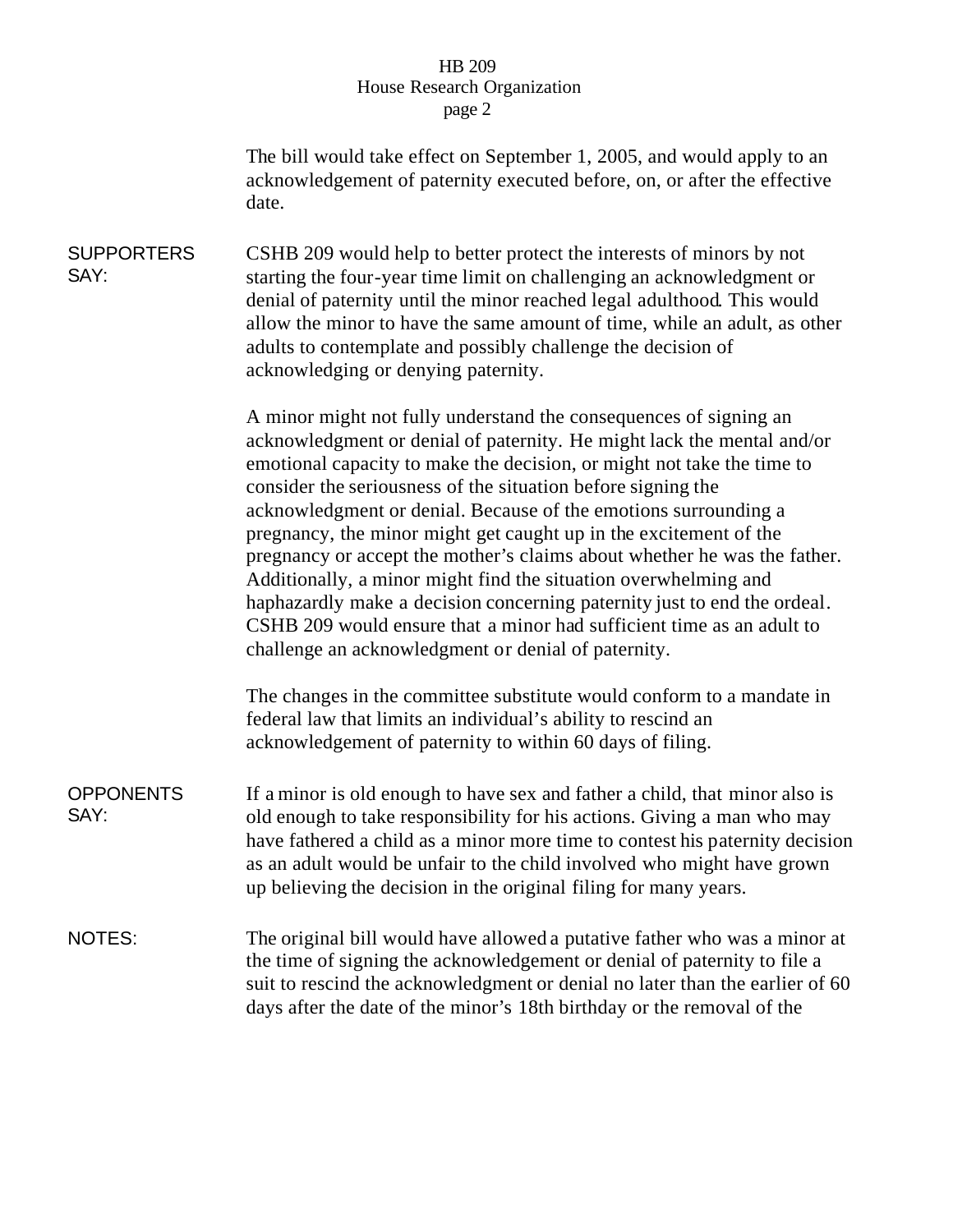The bill would take effect on September 1, 2005, and would apply to an acknowledgement of paternity executed before, on, or after the effective date.

**SUPPORTERS SAY:**

CSHB 209 would help to better protect the interests of minors by not starting the four-year time limit on challenging an acknowledgment or denial of paternity until the minor reached legal adulthood. This would allow the minor to have the same amount of time, while an adult, as other adults to contemplate and possibly challenge the decision of acknowledging or denying paternity.

A minor might not fully understand the consequences of signing an acknowledgment or denial of paternity. He might lack the mental and/or emotional capacity to make the decision, or might not take the time to consider the seriousness of the situation before signing the acknowledgment or denial. Because of the emotions surrounding a pregnancy, the minor might get caught up in the excitement of the pregnancy or accept the mother's claims about whether he was the father. Additionally, a minor might find the situation overwhelming and haphazardly make a decision concerning paternity just to end the ordeal. CSHB 209 would ensure that a minor had sufficient time as an adult to challenge an acknowledgment or denial of paternity.

The changes in the committee substitute would conform to a mandate in federal law that limits an individual's ability to rescind an acknowledgement of paternity to within 60 days of filing.

**OPPONENTS SAY:**

If a minor is old enough to have sex and father a child, that minor also is old enough to take responsibility for his actions. Giving a man who may have fathered a child as a minor more time to contest his paternity decision as an adult would be unfair to the child involved who might have grown up believing the decision in the original filing for many years.

**NOTES:**

The original bill would have allowed a putative father who was a minor at the time of signing the acknowledgement or denial of paternity to file a suit to rescind the acknowledgment or denial no later than the earlier of 60 days after the date of the minor's 18th birthday or the removal of the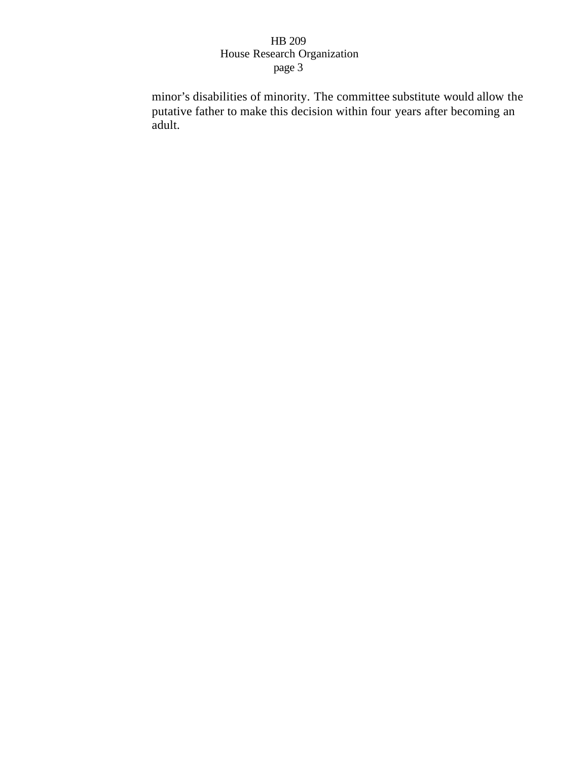minor's disabilities of minority. The committee substitute would allow the putative father to make this decision within four years after becoming an adult.